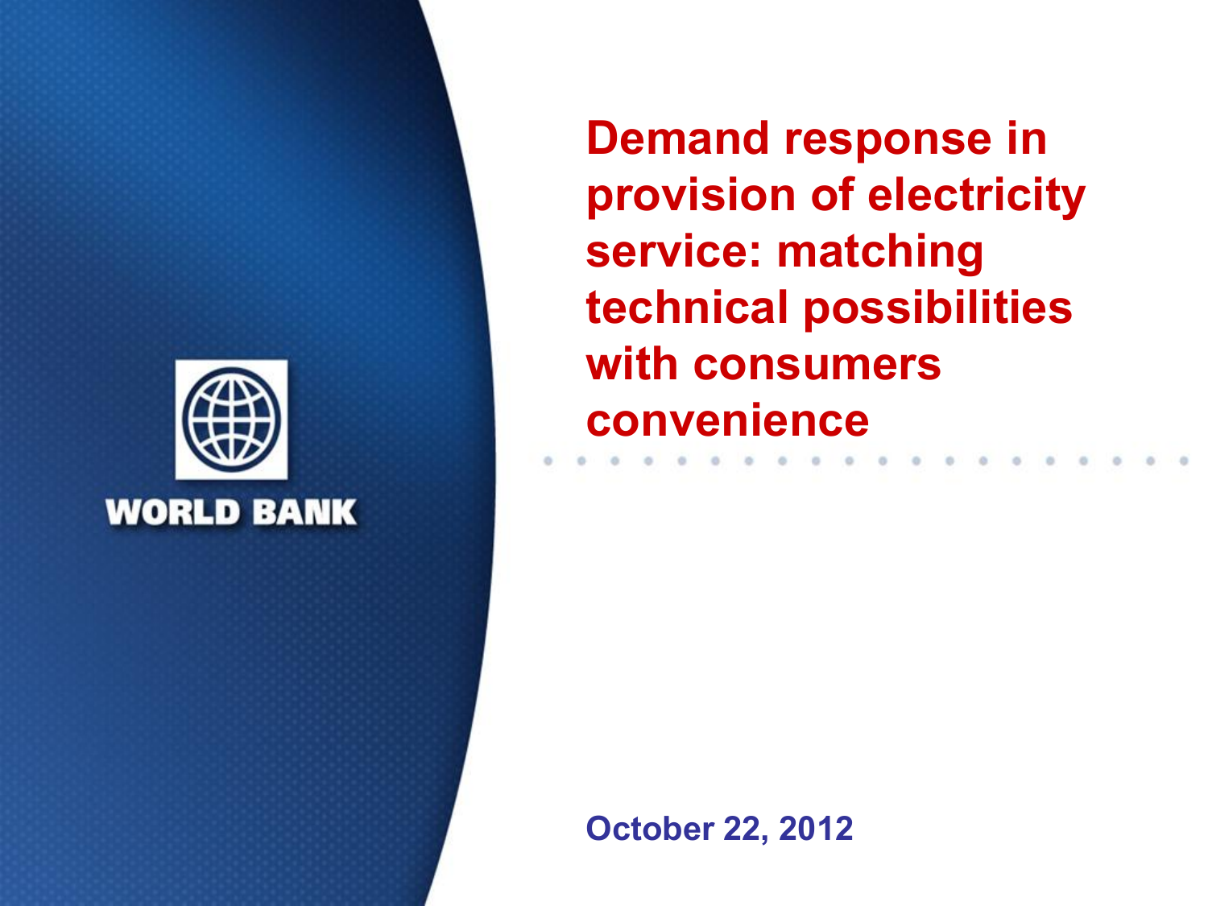WORLD BANK

# Demand response in provision of electricity service: matching technical possibilities with consumers convenience

October 22, 2012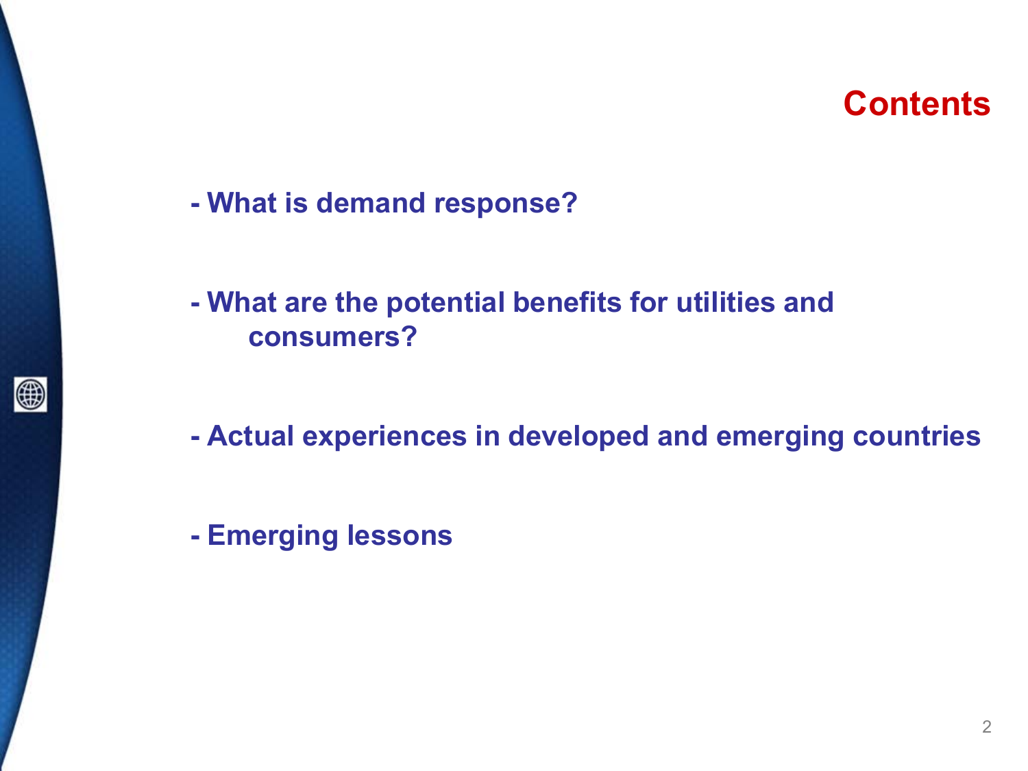## Contents

- What is demand response?
- What are the potential benefits for utilities and consumers?
- Actual experiences in developed and emerging countries
- Emerging lessons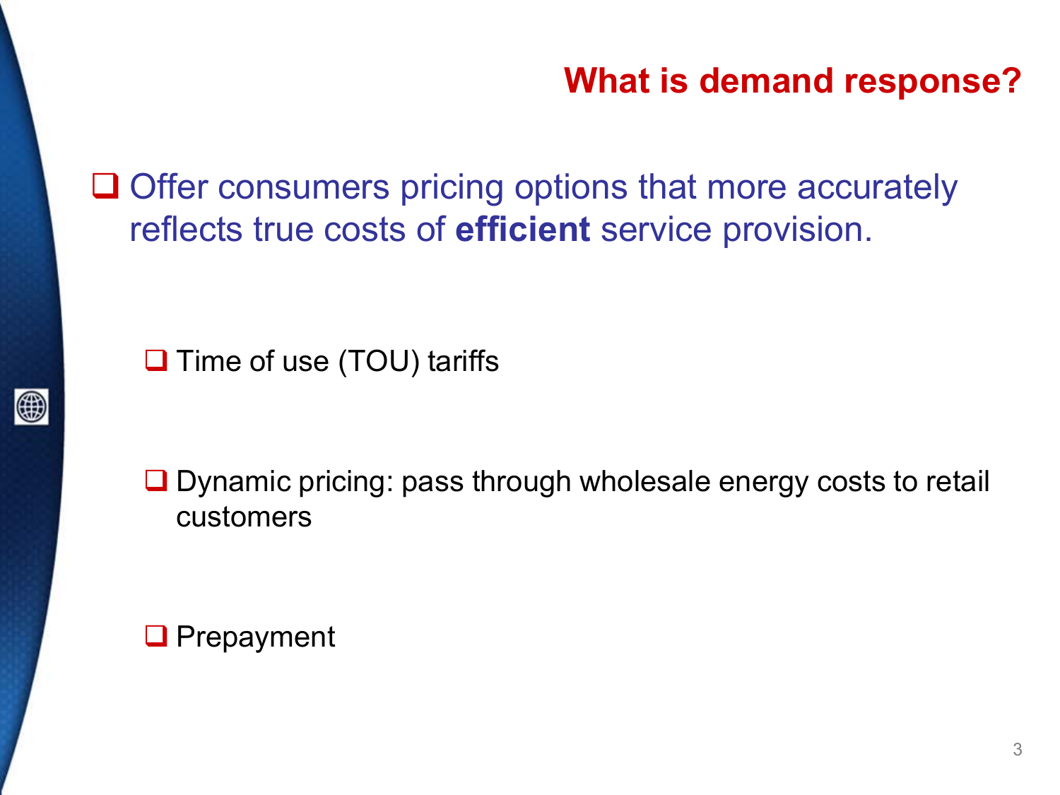# What is demand response?

- Offer consumers pricing options that more accurately reflects true costs of **efficient** service provision.

  - Time of use (TOU) tariffs

  - Dynamic pricing: pass through wholesale energy costs to retail customers

  - Prepayment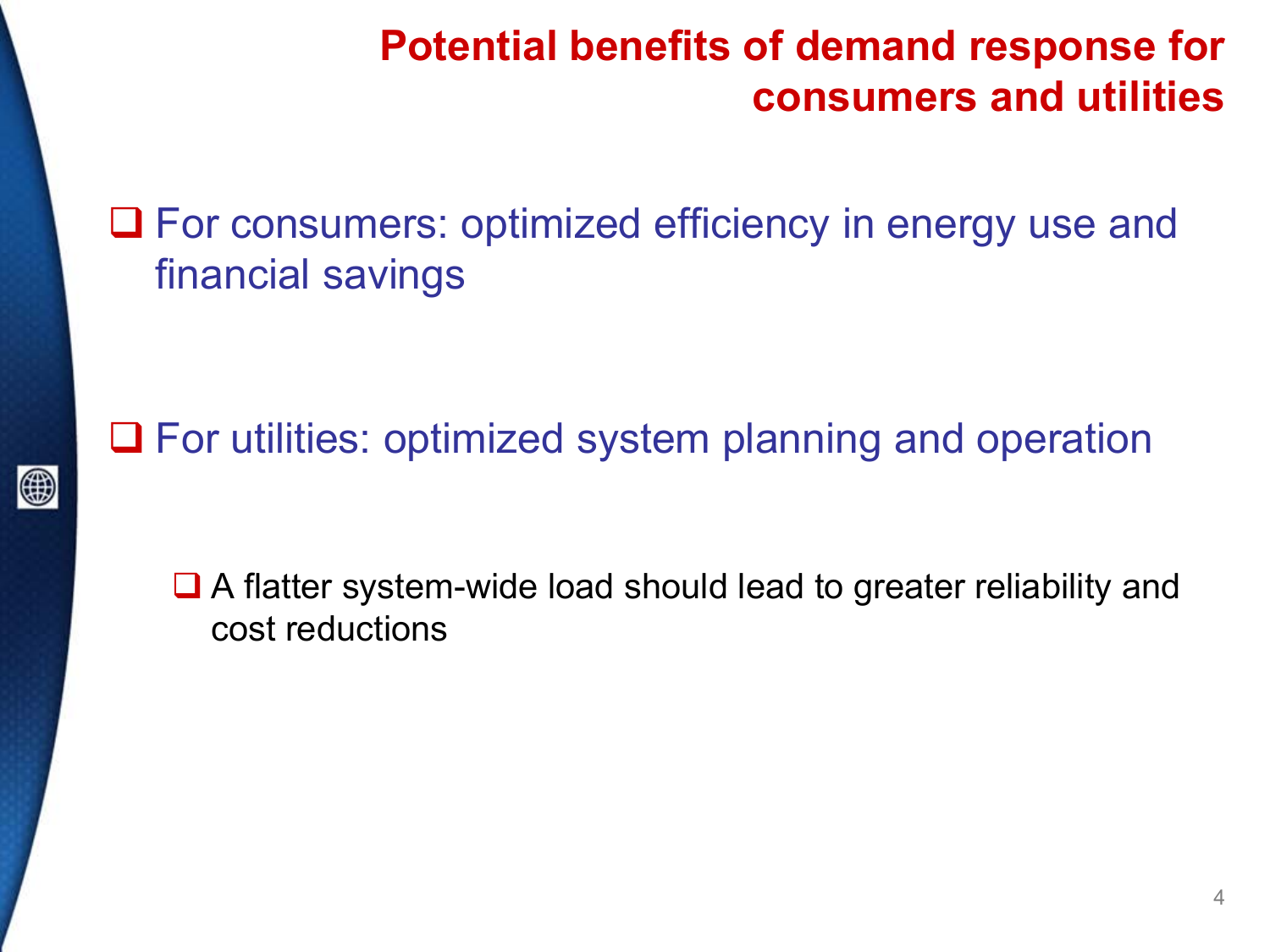# Potential benefits of demand response for consumers and utilities

- For consumers: optimized efficiency in energy use and financial savings

- For utilities: optimized system planning and operation

  - A flatter system-wide load should lead to greater reliability and cost reductions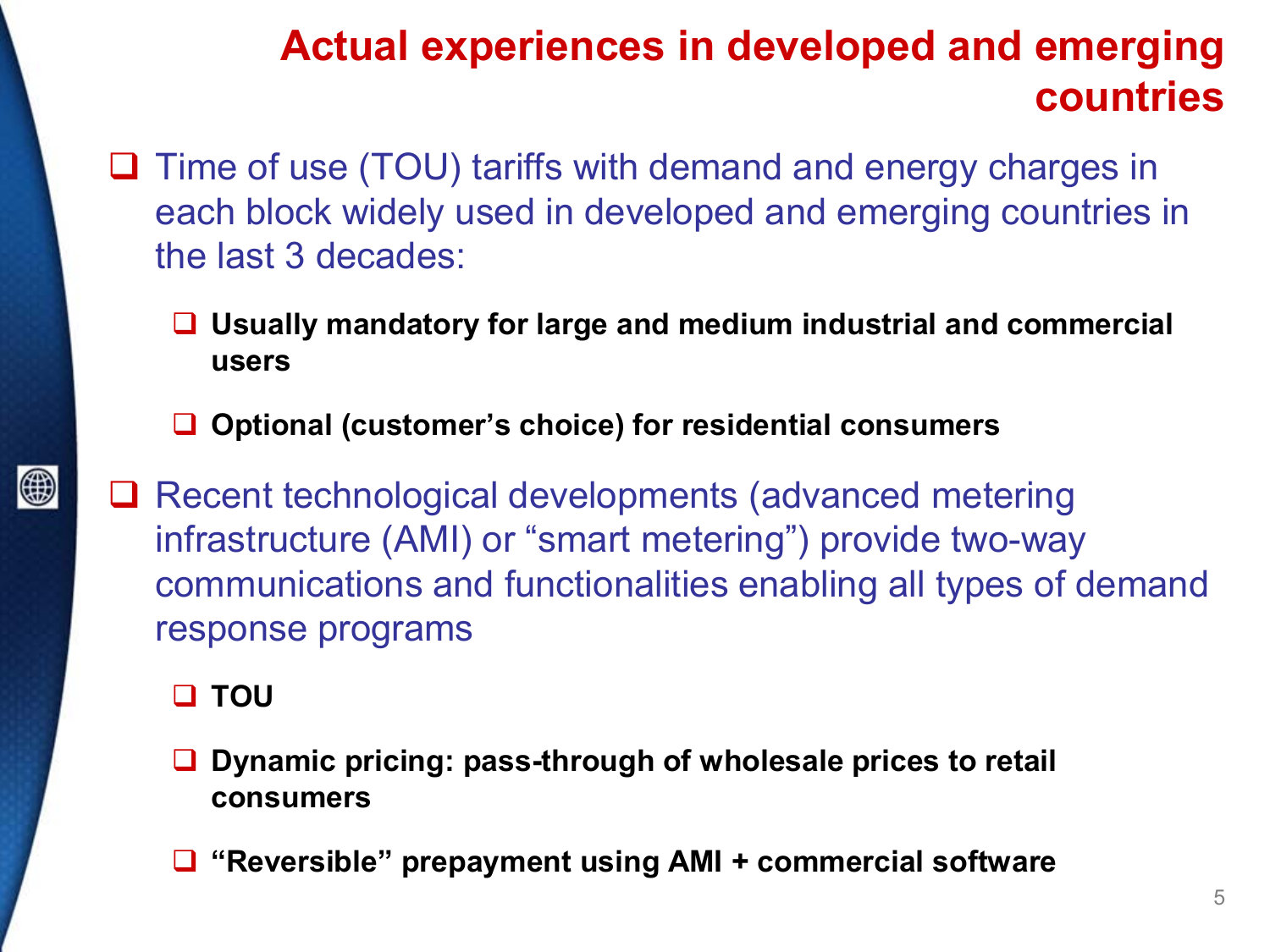# Actual experiences in developed and emerging countries

- Time of use (TOU) tariffs with demand and energy charges in each block widely used in developed and emerging countries in the last 3 decades:
  - **Usually mandatory for large and medium industrial and commercial users**
  - **Optional (customer's choice) for residential consumers**
- Recent technological developments (advanced metering infrastructure (AMI) or "smart metering") provide two-way communications and functionalities enabling all types of demand response programs
  - **TOU**
  - **Dynamic pricing: pass-through of wholesale prices to retail consumers**
  - **"Reversible" prepayment using AMI + commercial software**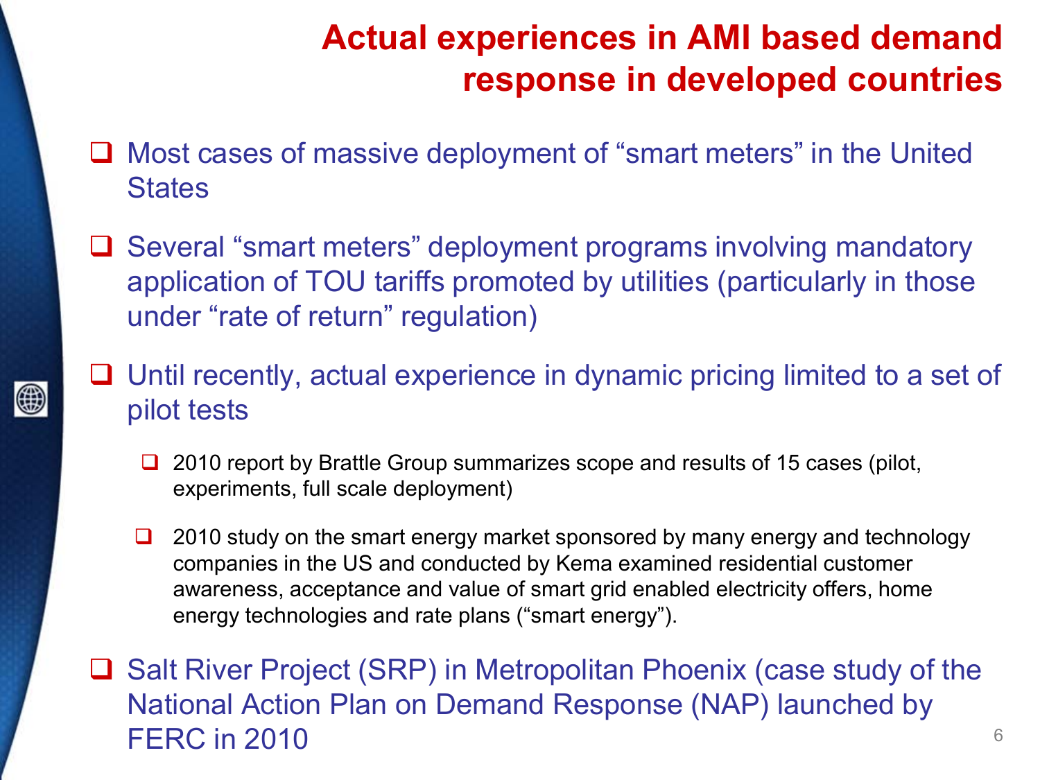# Actual experiences in AMI based demand response in developed countries

- Most cases of massive deployment of "smart meters" in the United States
- Several "smart meters" deployment programs involving mandatory application of TOU tariffs promoted by utilities (particularly in those under "rate of return" regulation)
- Until recently, actual experience in dynamic pricing limited to a set of pilot tests
  - 2010 report by Brattle Group summarizes scope and results of 15 cases (pilot, experiments, full scale deployment)
  - 2010 study on the smart energy market sponsored by many energy and technology companies in the US and conducted by Kema examined residential customer awareness, acceptance and value of smart grid enabled electricity offers, home energy technologies and rate plans ("smart energy").
- Salt River Project (SRP) in Metropolitan Phoenix (case study of the National Action Plan on Demand Response (NAP) launched by FERC in 2010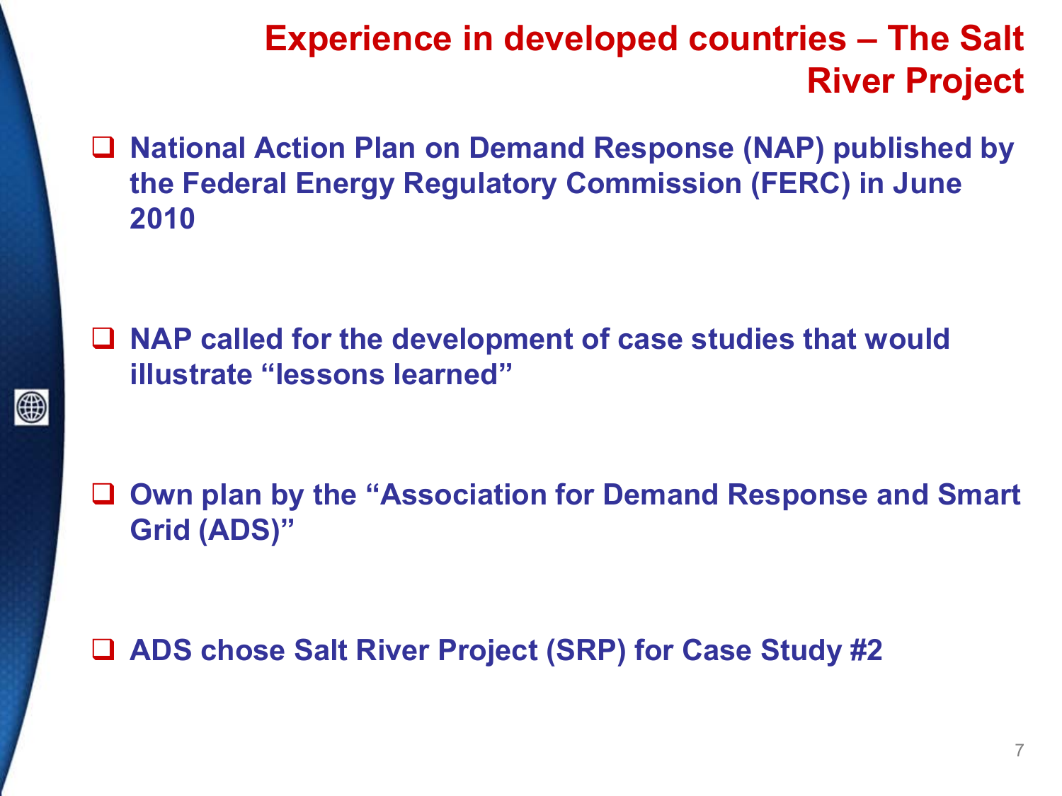# Experience in developed countries – The Salt River Project

- National Action Plan on Demand Response (NAP) published by the Federal Energy Regulatory Commission (FERC) in June 2010

- NAP called for the development of case studies that would illustrate "lessons learned"

- Own plan by the "Association for Demand Response and Smart Grid (ADS)"

- ADS chose Salt River Project (SRP) for Case Study #2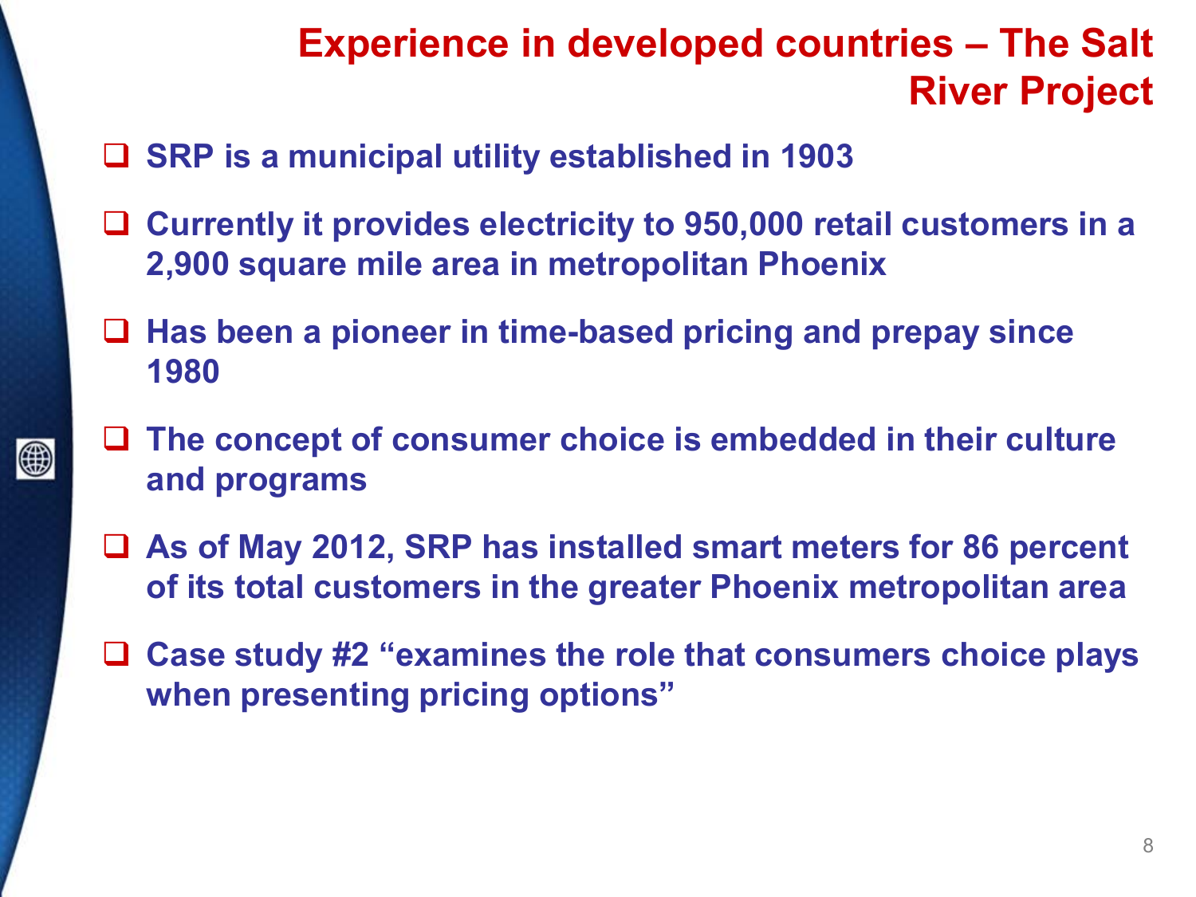# Experience in developed countries – The Salt River Project

- SRP is a municipal utility established in 1903
- Currently it provides electricity to 950,000 retail customers in a 2,900 square mile area in metropolitan Phoenix
- Has been a pioneer in time-based pricing and prepay since 1980
- The concept of consumer choice is embedded in their culture and programs
- As of May 2012, SRP has installed smart meters for 86 percent of its total customers in the greater Phoenix metropolitan area
- Case study #2 "examines the role that consumers choice plays when presenting pricing options"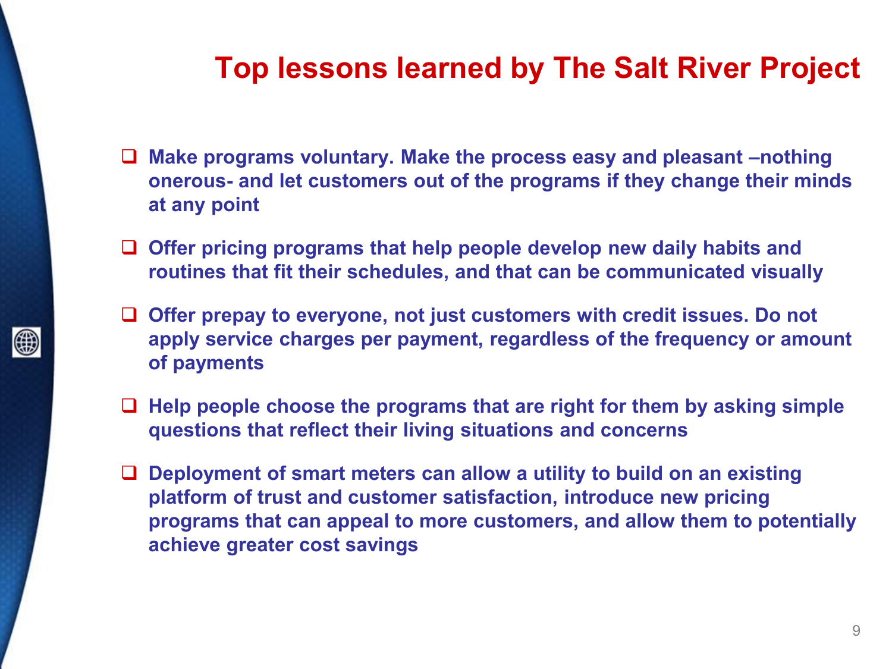# Top lessons learned by The Salt River Project

- Make programs voluntary. Make the process easy and pleasant –nothing onerous- and let customers out of the programs if they change their minds at any point
- Offer pricing programs that help people develop new daily habits and routines that fit their schedules, and that can be communicated visually
- Offer prepay to everyone, not just customers with credit issues. Do not apply service charges per payment, regardless of the frequency or amount of payments
- Help people choose the programs that are right for them by asking simple questions that reflect their living situations and concerns
- Deployment of smart meters can allow a utility to build on an existing platform of trust and customer satisfaction, introduce new pricing programs that can appeal to more customers, and allow them to potentially achieve greater cost savings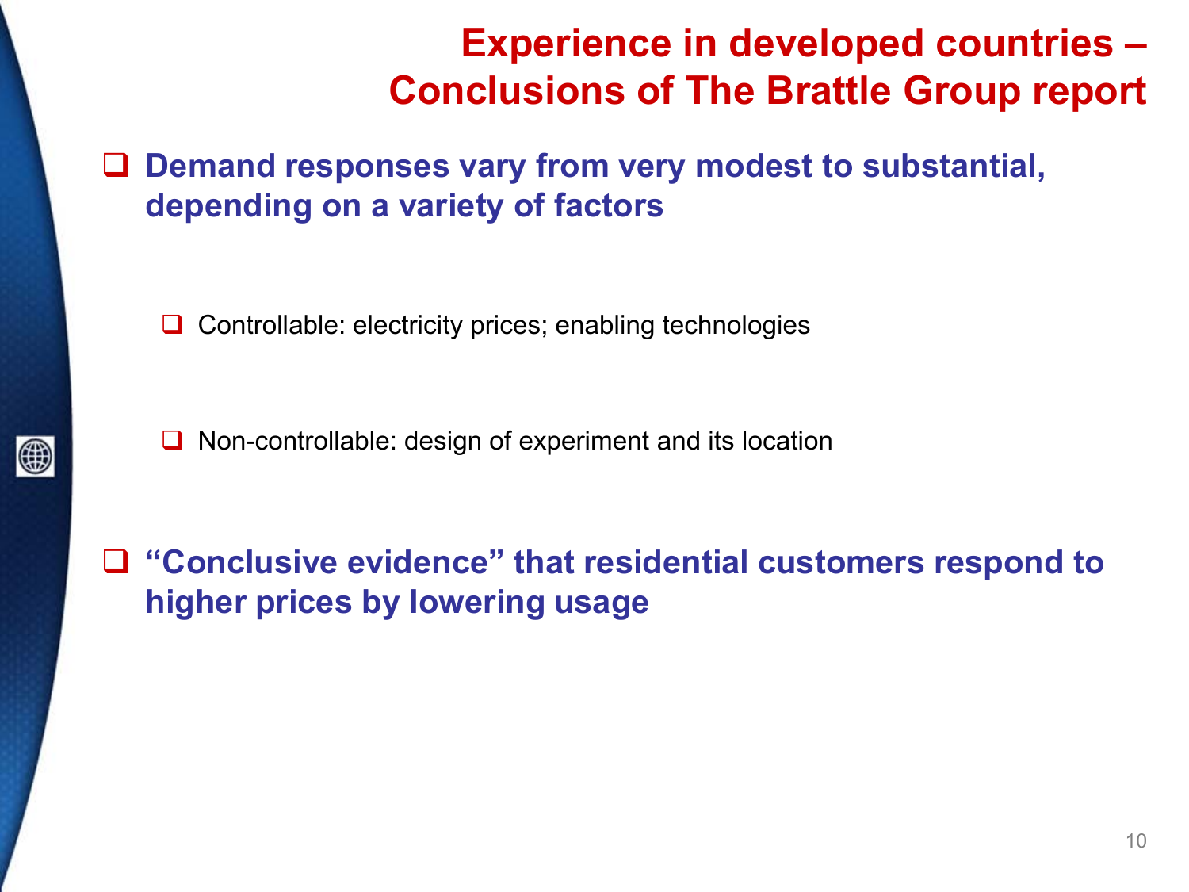# Experience in developed countries – Conclusions of The Brattle Group report

- **Demand responses vary from very modest to substantial, depending on a variety of factors**
  - Controllable: electricity prices; enabling technologies
  - Non-controllable: design of experiment and its location
- **"Conclusive evidence" that residential customers respond to higher prices by lowering usage**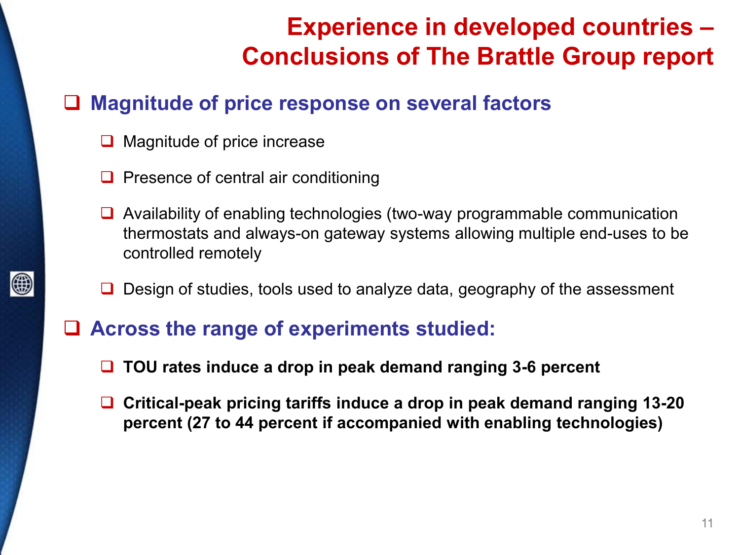# Experience in developed countries – Conclusions of The Brattle Group report

- **Magnitude of price response on several factors**
  - Magnitude of price increase
  - Presence of central air conditioning
  - Availability of enabling technologies (two-way programmable communication thermostats and always-on gateway systems allowing multiple end-uses to be controlled remotely
  - Design of studies, tools used to analyze data, geography of the assessment
- **Across the range of experiments studied:**
  - **TOU rates induce a drop in peak demand ranging 3-6 percent**
  - **Critical-peak pricing tariffs induce a drop in peak demand ranging 13-20 percent (27 to 44 percent if accompanied with enabling technologies)**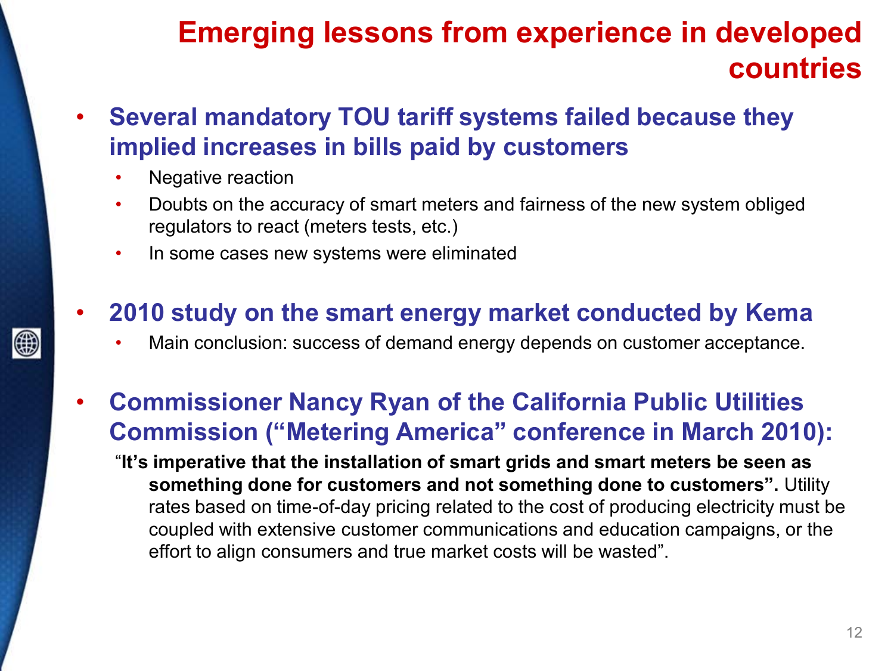# Emerging lessons from experience in developed countries

- **Several mandatory TOU tariff systems failed because they implied increases in bills paid by customers**
  - Negative reaction
  - Doubts on the accuracy of smart meters and fairness of the new system obliged regulators to react (meters tests, etc.)
  - In some cases new systems were eliminated

- **2010 study on the smart energy market conducted by Kema**
  - Main conclusion: success of demand energy depends on customer acceptance.

- **Commissioner Nancy Ryan of the California Public Utilities Commission (“Metering America” conference in March 2010):**

  “**It’s imperative that the installation of smart grids and smart meters be seen as something done for customers and not something done to customers”.** Utility rates based on time-of-day pricing related to the cost of producing electricity must be coupled with extensive customer communications and education campaigns, or the effort to align consumers and true market costs will be wasted”.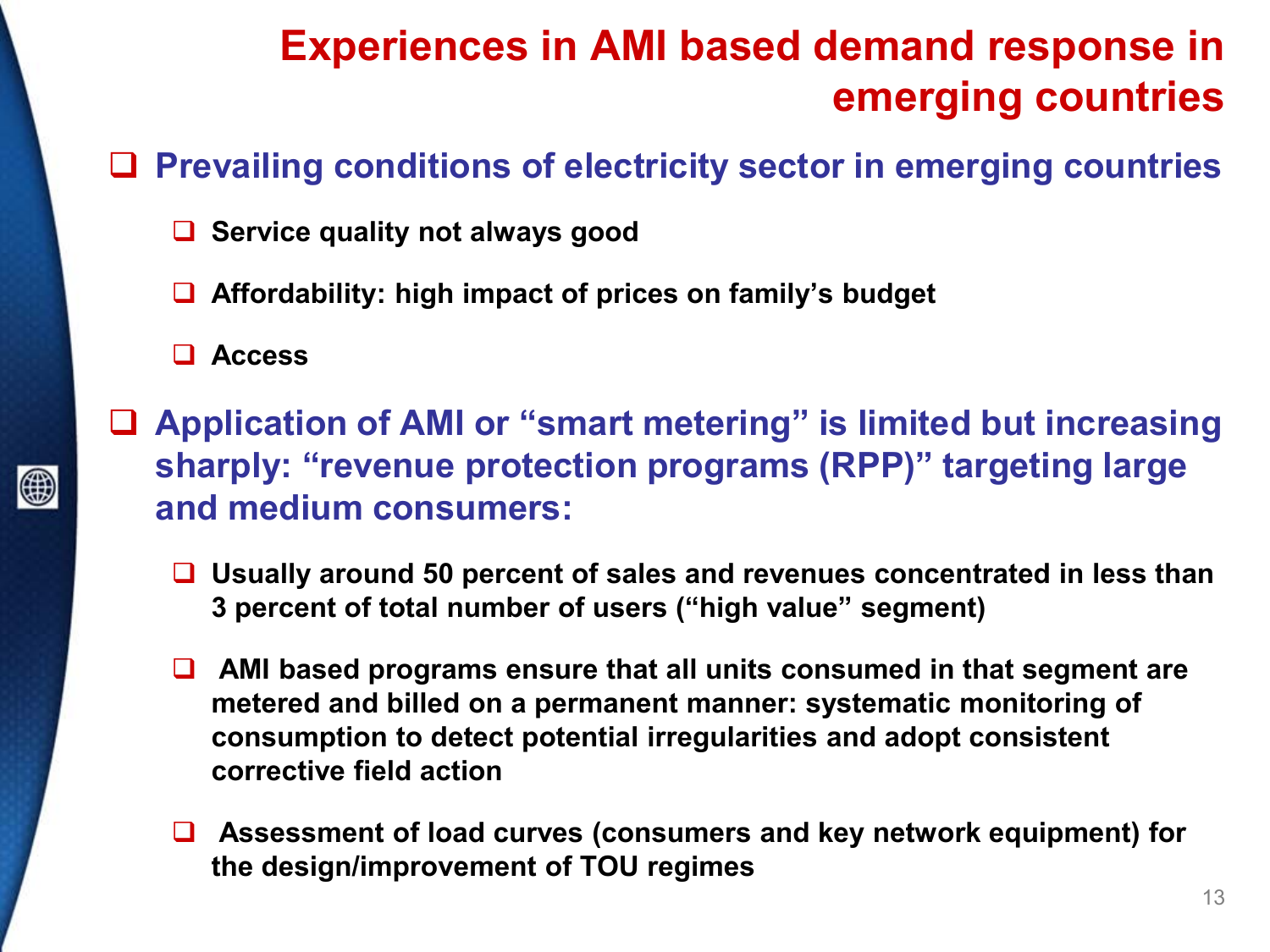# Experiences in AMI based demand response in emerging countries

- **Prevailing conditions of electricity sector in emerging countries**
  - **Service quality not always good**
  - **Affordability: high impact of prices on family's budget**
  - **Access**
- **Application of AMI or "smart metering" is limited but increasing sharply: "revenue protection programs (RPP)" targeting large and medium consumers:**
  - **Usually around 50 percent of sales and revenues concentrated in less than 3 percent of total number of users ("high value" segment)**
  - **AMI based programs ensure that all units consumed in that segment are metered and billed on a permanent manner: systematic monitoring of consumption to detect potential irregularities and adopt consistent corrective field action**
  - **Assessment of load curves (consumers and key network equipment) for the design/improvement of TOU regimes**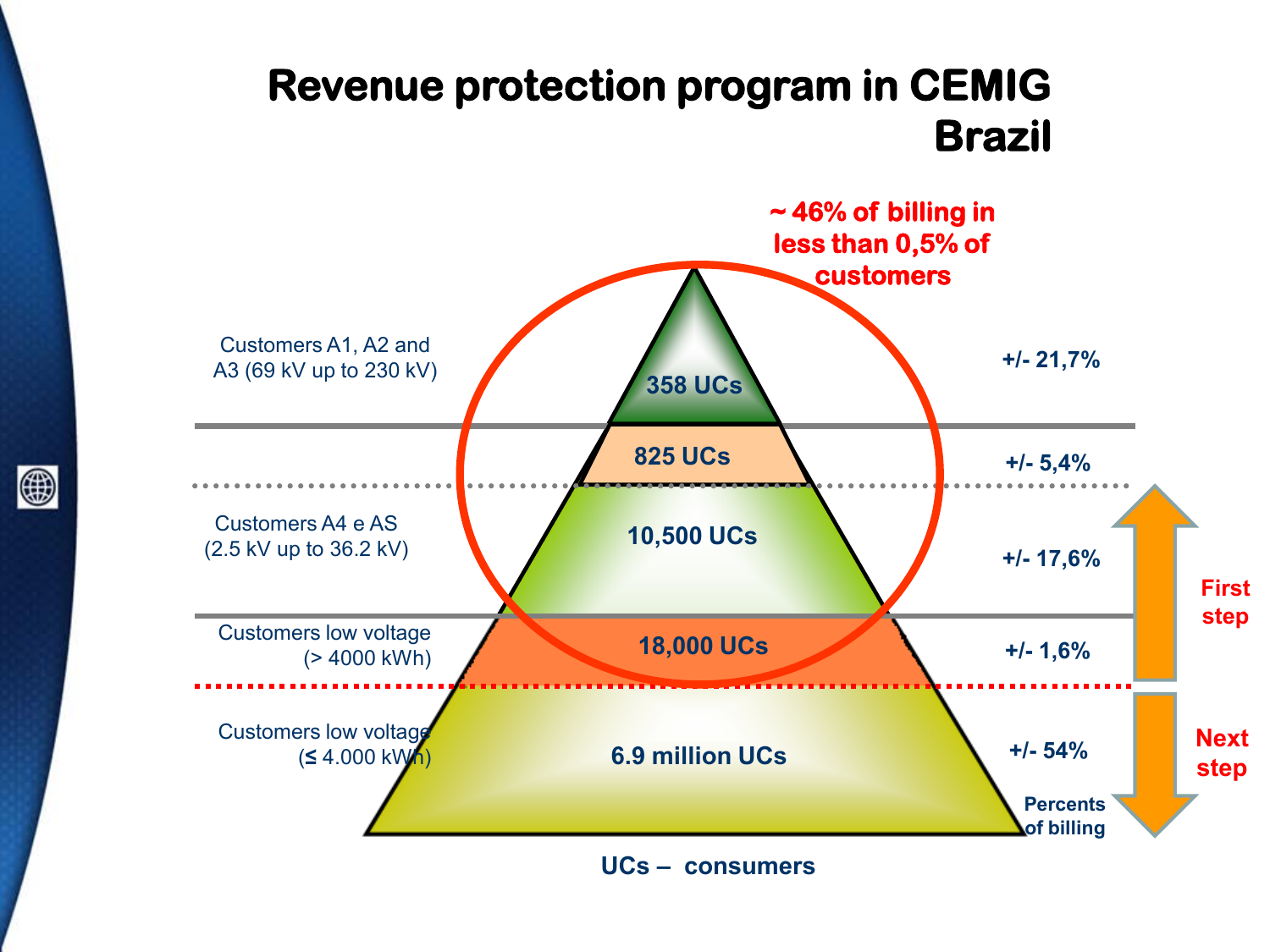# Revenue protection program in CEMIG Brazil

**~ 46% of billing in less than 0,5% of customers**

| Customer category | UCs | Percents of billing |
|---|---|---|
| Customers A1, A2 and A3 (69 kV up to 230 kV) | 358 UCs | +/- 21,7% |
| | 825 UCs | +/- 5,4% |
| Customers A4 e AS (2.5 kV up to 36.2 kV) | 10,500 UCs | +/- 17,6% |
| Customers low voltage (> 4000 kWh) | 18,000 UCs | +/- 1,6% |
| Customers low voltage (≤ 4.000 kWh) | 6.9 million UCs | +/- 54% |

**First step** — Customers A1, A2, A3, A4 e AS, and low voltage (> 4000 kWh)

**Next step** — Customers low voltage (≤ 4.000 kWh)

**UCs – consumers**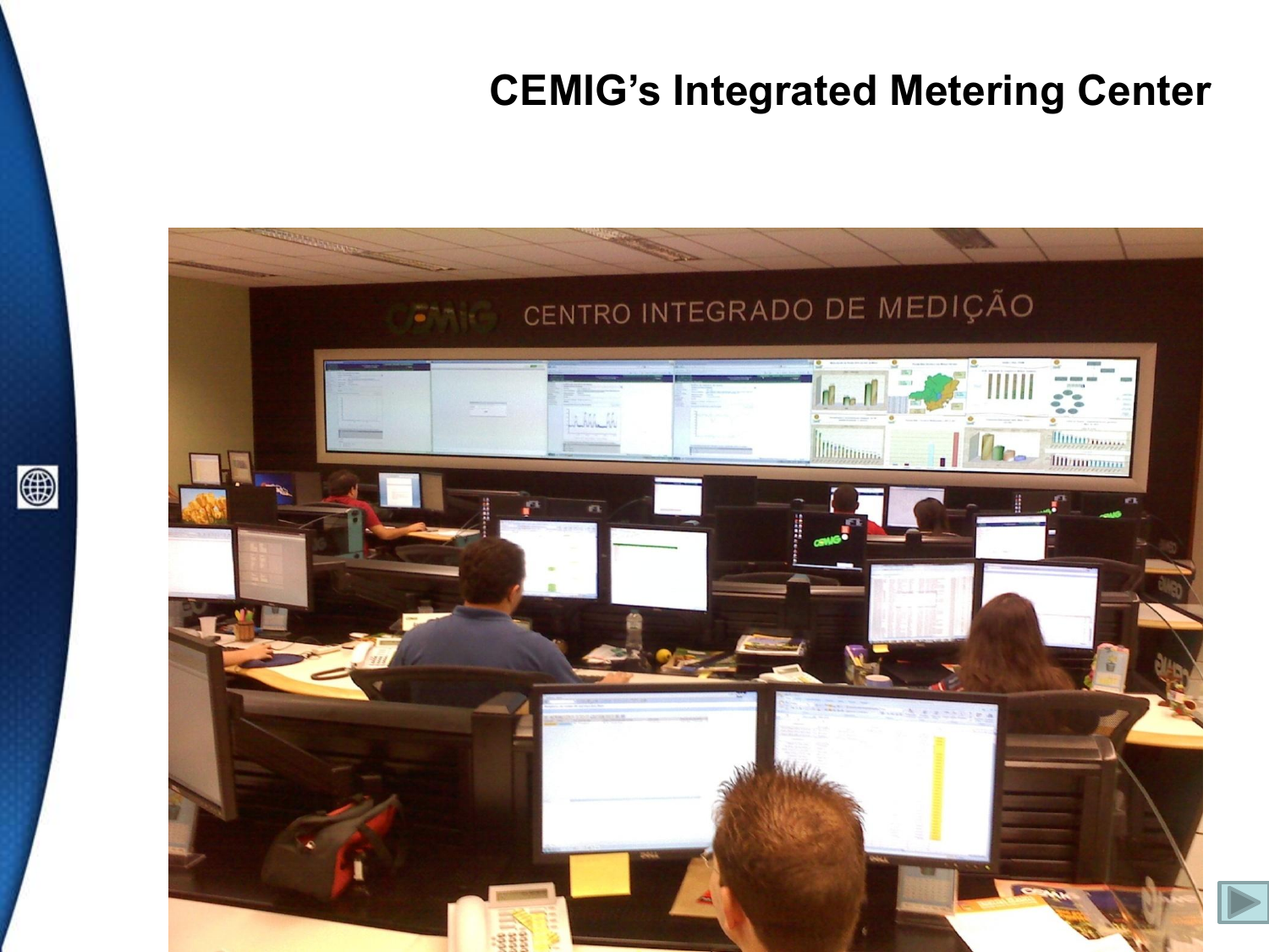# CEMIG's Integrated Metering Center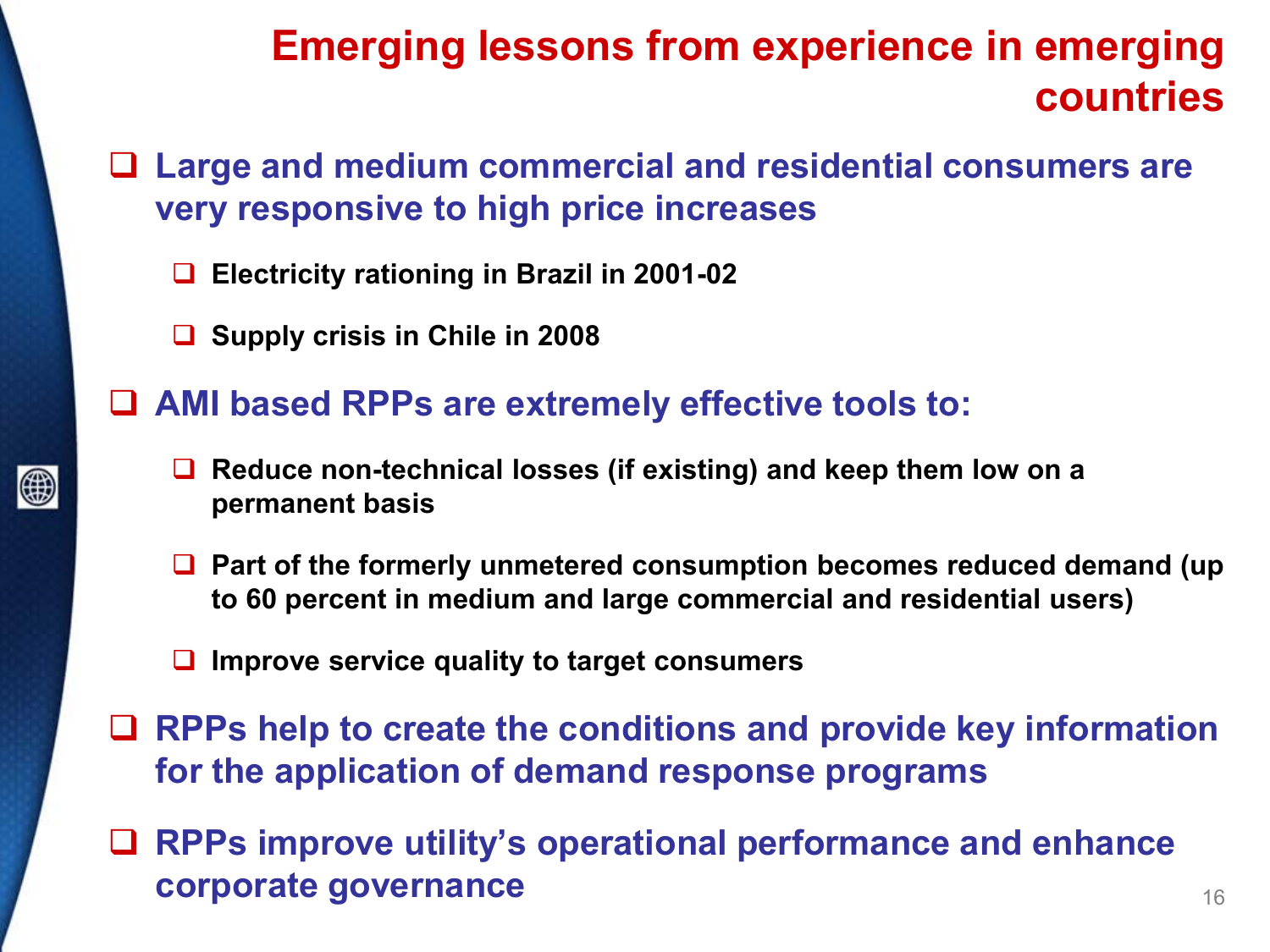# Emerging lessons from experience in emerging countries

- **Large and medium commercial and residential consumers are very responsive to high price increases**
  - **Electricity rationing in Brazil in 2001-02**
  - **Supply crisis in Chile in 2008**
- **AMI based RPPs are extremely effective tools to:**
  - **Reduce non-technical losses (if existing) and keep them low on a permanent basis**
  - **Part of the formerly unmetered consumption becomes reduced demand (up to 60 percent in medium and large commercial and residential users)**
  - **Improve service quality to target consumers**
- **RPPs help to create the conditions and provide key information for the application of demand response programs**
- **RPPs improve utility's operational performance and enhance corporate governance**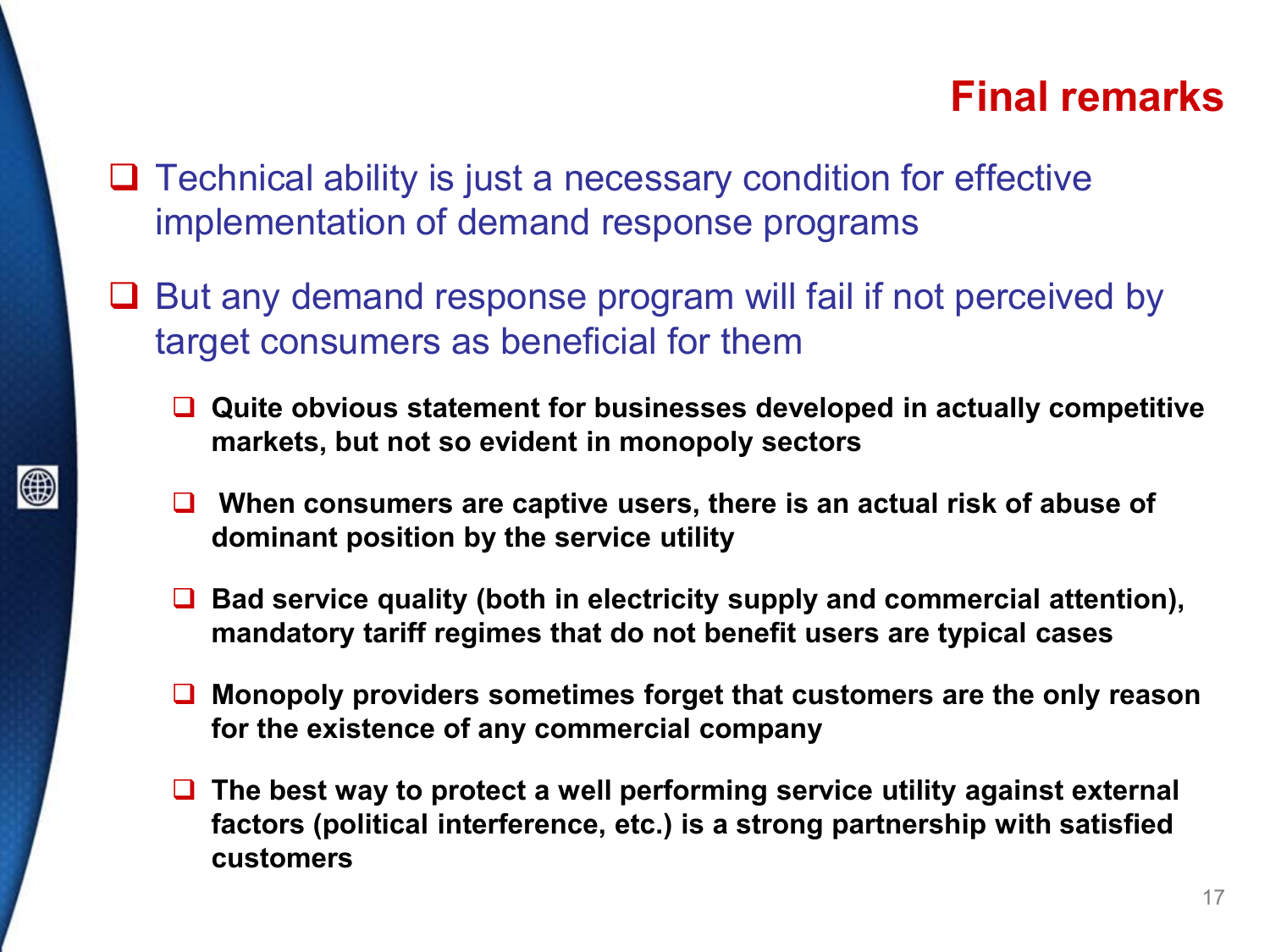# Final remarks

- Technical ability is just a necessary condition for effective implementation of demand response programs
- But any demand response program will fail if not perceived by target consumers as beneficial for them
  - **Quite obvious statement for businesses developed in actually competitive markets, but not so evident in monopoly sectors**
  - **When consumers are captive users, there is an actual risk of abuse of dominant position by the service utility**
  - **Bad service quality (both in electricity supply and commercial attention), mandatory tariff regimes that do not benefit users are typical cases**
  - **Monopoly providers sometimes forget that customers are the only reason for the existence of any commercial company**
  - **The best way to protect a well performing service utility against external factors (political interference, etc.) is a strong partnership with satisfied customers**